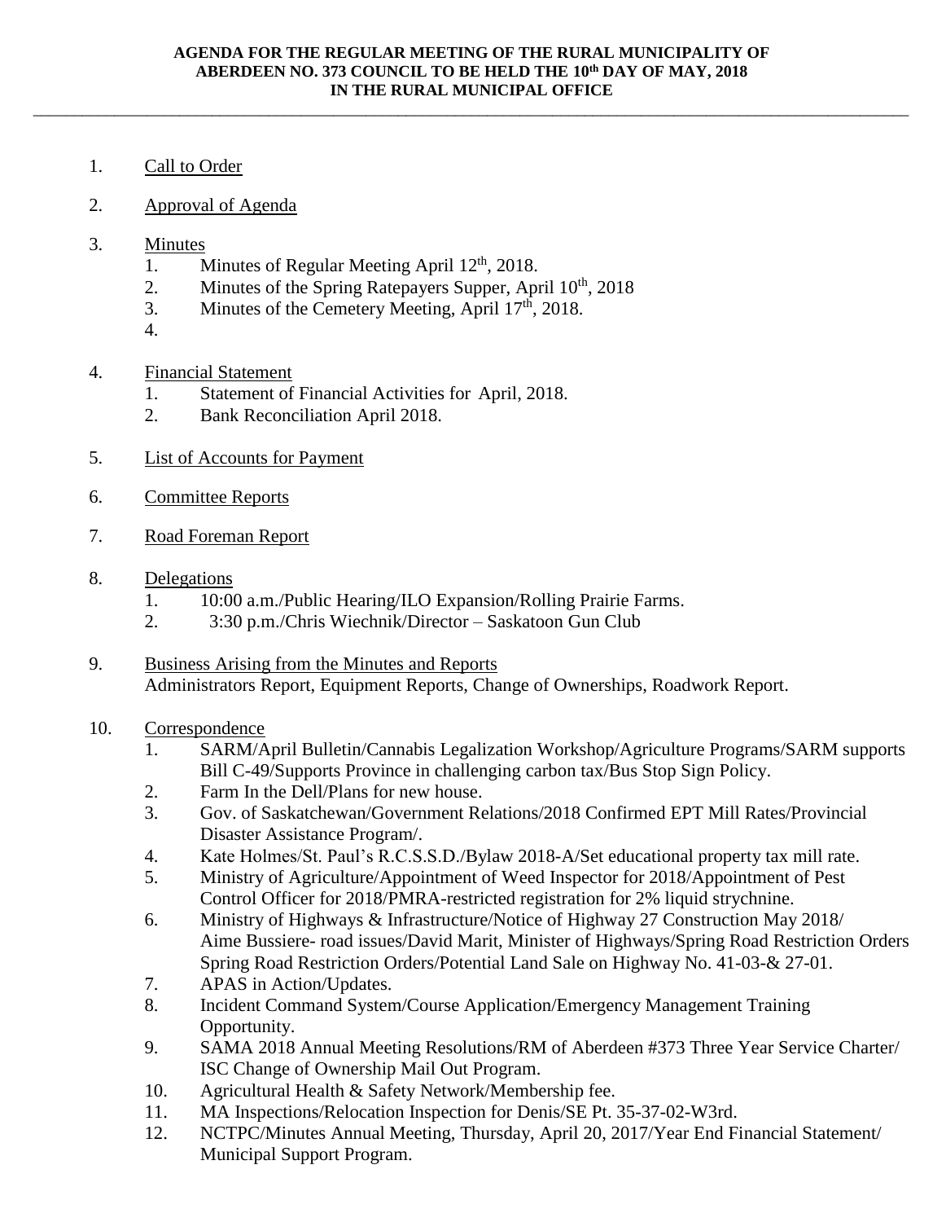**AGENDA FOR THE REGULAR MEETING OF THE RURAL MUNICIPALITY OF ABERDEEN NO. 373 COUNCIL TO BE HELD THE 10th DAY OF MAY, 2018 IN THE RURAL MUNICIPAL OFFICE**

---

1. Call to Order

2. Approval of Agenda

3. Minutes
   1. Minutes of Regular Meeting April 12th, 2018.
   2. Minutes of the Spring Ratepayers Supper, April 10th, 2018
   3. Minutes of the Cemetery Meeting, April 17th, 2018.
   4.

4. Financial Statement
   1. Statement of Financial Activities for April, 2018.
   2. Bank Reconciliation April 2018.

5. List of Accounts for Payment

6. Committee Reports

7. Road Foreman Report

8. Delegations
   1. 10:00 a.m./Public Hearing/ILO Expansion/Rolling Prairie Farms.
   2. 3:30 p.m./Chris Wiechnik/Director – Saskatoon Gun Club

9. Business Arising from the Minutes and Reports
   Administrators Report, Equipment Reports, Change of Ownerships, Roadwork Report.

10. Correspondence
    1. SARM/April Bulletin/Cannabis Legalization Workshop/Agriculture Programs/SARM supports Bill C-49/Supports Province in challenging carbon tax/Bus Stop Sign Policy.
    2. Farm In the Dell/Plans for new house.
    3. Gov. of Saskatchewan/Government Relations/2018 Confirmed EPT Mill Rates/Provincial Disaster Assistance Program/.
    4. Kate Holmes/St. Paul's R.C.S.S.D./Bylaw 2018-A/Set educational property tax mill rate.
    5. Ministry of Agriculture/Appointment of Weed Inspector for 2018/Appointment of Pest Control Officer for 2018/PMRA-restricted registration for 2% liquid strychnine.
    6. Ministry of Highways & Infrastructure/Notice of Highway 27 Construction May 2018/ Aime Bussiere- road issues/David Marit, Minister of Highways/Spring Road Restriction Orders Spring Road Restriction Orders/Potential Land Sale on Highway No. 41-03-& 27-01.
    7. APAS in Action/Updates.
    8. Incident Command System/Course Application/Emergency Management Training Opportunity.
    9. SAMA 2018 Annual Meeting Resolutions/RM of Aberdeen #373 Three Year Service Charter/ ISC Change of Ownership Mail Out Program.
    10. Agricultural Health & Safety Network/Membership fee.
    11. MA Inspections/Relocation Inspection for Denis/SE Pt. 35-37-02-W3rd.
    12. NCTPC/Minutes Annual Meeting, Thursday, April 20, 2017/Year End Financial Statement/ Municipal Support Program.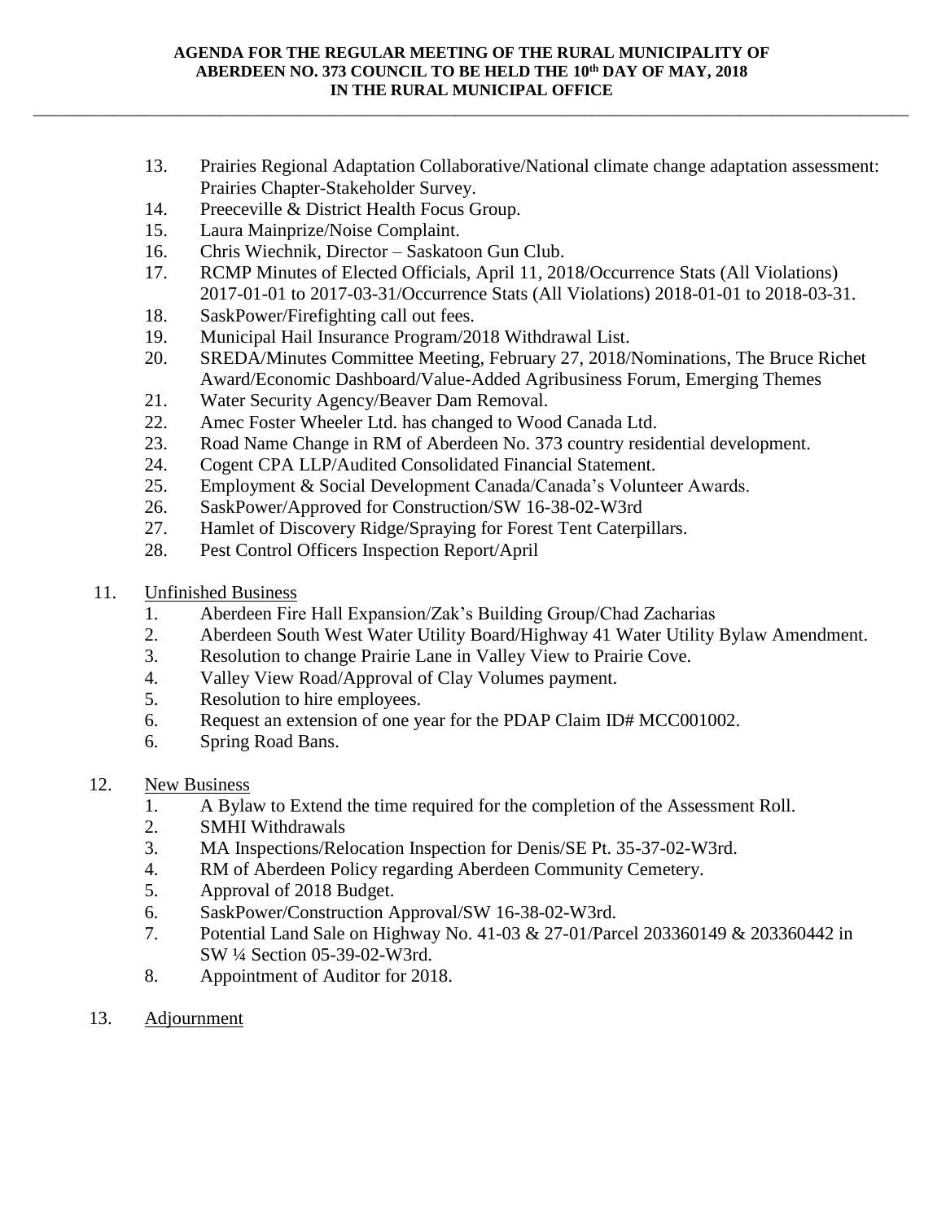13. Prairies Regional Adaptation Collaborative/National climate change adaptation assessment: Prairies Chapter-Stakeholder Survey.
14. Preeceville & District Health Focus Group.
15. Laura Mainprize/Noise Complaint.
16. Chris Wiechnik, Director – Saskatoon Gun Club.
17. RCMP Minutes of Elected Officials, April 11, 2018/Occurrence Stats (All Violations) 2017-01-01 to 2017-03-31/Occurrence Stats (All Violations) 2018-01-01 to 2018-03-31.
18. SaskPower/Firefighting call out fees.
19. Municipal Hail Insurance Program/2018 Withdrawal List.
20. SREDA/Minutes Committee Meeting, February 27, 2018/Nominations, The Bruce Richet Award/Economic Dashboard/Value-Added Agribusiness Forum, Emerging Themes
21. Water Security Agency/Beaver Dam Removal.
22. Amec Foster Wheeler Ltd. has changed to Wood Canada Ltd.
23. Road Name Change in RM of Aberdeen No. 373 country residential development.
24. Cogent CPA LLP/Audited Consolidated Financial Statement.
25. Employment & Social Development Canada/Canada's Volunteer Awards.
26. SaskPower/Approved for Construction/SW 16-38-02-W3rd
27. Hamlet of Discovery Ridge/Spraying for Forest Tent Caterpillars.
28. Pest Control Officers Inspection Report/April

11. <u>Unfinished Business</u>
    1. Aberdeen Fire Hall Expansion/Zak's Building Group/Chad Zacharias
    2. Aberdeen South West Water Utility Board/Highway 41 Water Utility Bylaw Amendment.
    3. Resolution to change Prairie Lane in Valley View to Prairie Cove.
    4. Valley View Road/Approval of Clay Volumes payment.
    5. Resolution to hire employees.
    6. Request an extension of one year for the PDAP Claim ID# MCC001002.
    6. Spring Road Bans.

12. <u>New Business</u>
    1. A Bylaw to Extend the time required for the completion of the Assessment Roll.
    2. SMHI Withdrawals
    3. MA Inspections/Relocation Inspection for Denis/SE Pt. 35-37-02-W3rd.
    4. RM of Aberdeen Policy regarding Aberdeen Community Cemetery.
    5. Approval of 2018 Budget.
    6. SaskPower/Construction Approval/SW 16-38-02-W3rd.
    7. Potential Land Sale on Highway No. 41-03 & 27-01/Parcel 203360149 & 203360442 in SW ¼ Section 05-39-02-W3rd.
    8. Appointment of Auditor for 2018.

13. <u>Adjournment</u>